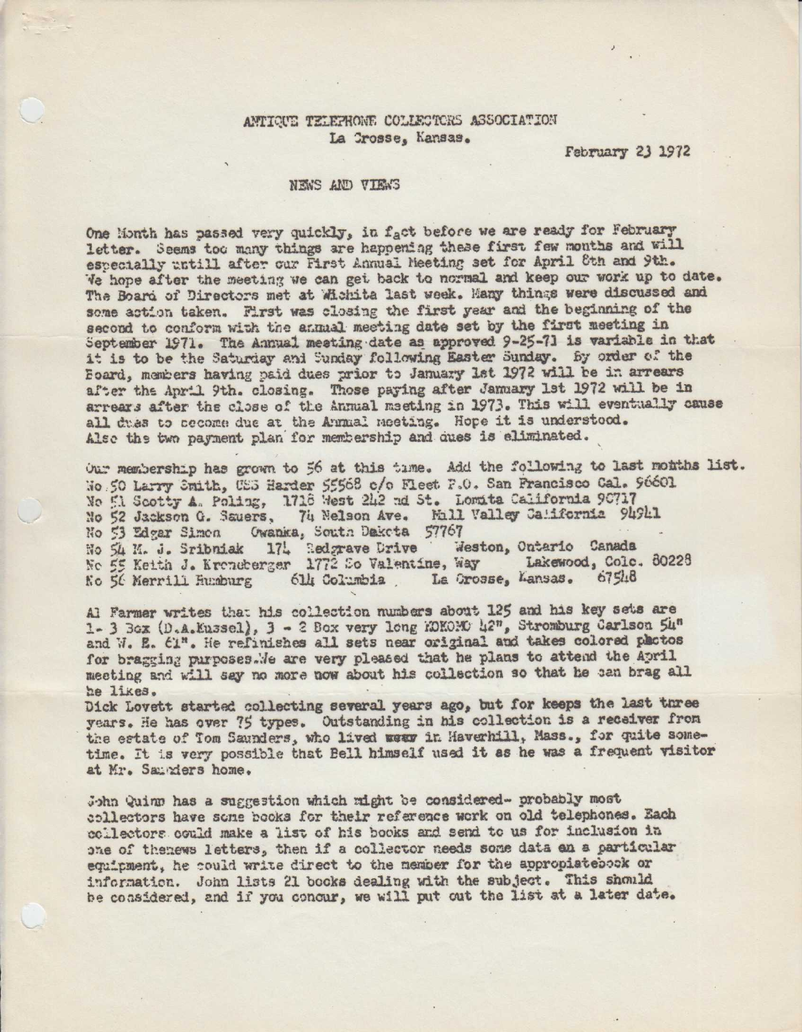# ANTIQUE TELEPHONE COLLECTORS ASSOCIATION

La Crosse, Kansas.

February 23 1972

## NEWS AND VIEWS

One Month has passed very quickly, in fact before we are ready for February letter. Seems too many things are happening these first few months and will especially untill after our First Annual Meeting set for April 8th and 9th. We hope after the meeting we can get back to normal and keep our work up to date. The Board of Directors met at Wichita last week. Many things were discussed and some action taken. First was closing the first year and the beginning of the second to conform with the annual meeting date set by the first meeting in September 1971. The Annual meeting date as approved 9-25-71 is variable in that it is to be the Saturday and Sunday following Easter Sunday. By order of the Board, members having paid dues prior to January 1st 1972 will be in arrears after the April 9th. closing. Those paying after January 1st 1972 will be in arrears after the close of the Annual meeting in 1973. This will eventually cause all dues to become due at the Annual meeting. Hope it is understood. Also the two payment plan for membership and dues is eliminated.

Our membership has grown to 56 at this time. Add the following to last months list.

No 50 Larry Smith, USS Harder 55568 c/o Fleet P.O. San Francisco Cal. 96601
No 51 Scotty A. Poling, 1718 West 242 nd St. Lomita California 90717
No 52 Jackson G. Sauers, 74 Nelson Ave. Mill Valley California 94941
No 53 Edgar Simon Owanka, South Dakota 57767
No 54 M. J. Sribniak 174 Redgrave Drive Weston, Ontario Canada
No 55 Keith J. Kroneberger 1772 So Valentine, Way Lakewood, Colo. 80228
No 56 Merrill Humburg 614 Columbia La Crosse, Kansas. 67548

Al Farmer writes that his collection numbers about 125 and his key sets are 1- 3 Box (D.A.Kussel), 3 - 2 Box very long KOKOMO 42", Stromburg Carlson 54" and W. E. 61". He refinishes all sets near original and takes colored photos for bragging purposes. We are very pleased that he plans to attend the April meeting and will say no more now about his collection so that he can brag all he likes.

Dick Lovett started collecting several years ago, but for keeps the last three years. He has over 75 types. Outstanding in his collection is a receiver from the estate of Tom Saunders, who lived near in Haverhill, Mass., for quite sometime. It is very possible that Bell himself used it as he was a frequent visitor at Mr. Saunders home.

John Quinn has a suggestion which might be considered- probably most collectors have some books for their reference work on old telephones. Each collectors could make a list of his books and send to us for inclusion in one of thenews letters, then if a collector needs some data on a particular equipment, he could write direct to the member for the appropiatebook or information. John lists 21 books dealing with the subject. This should be considered, and if you concur, we will put out the list at a later date.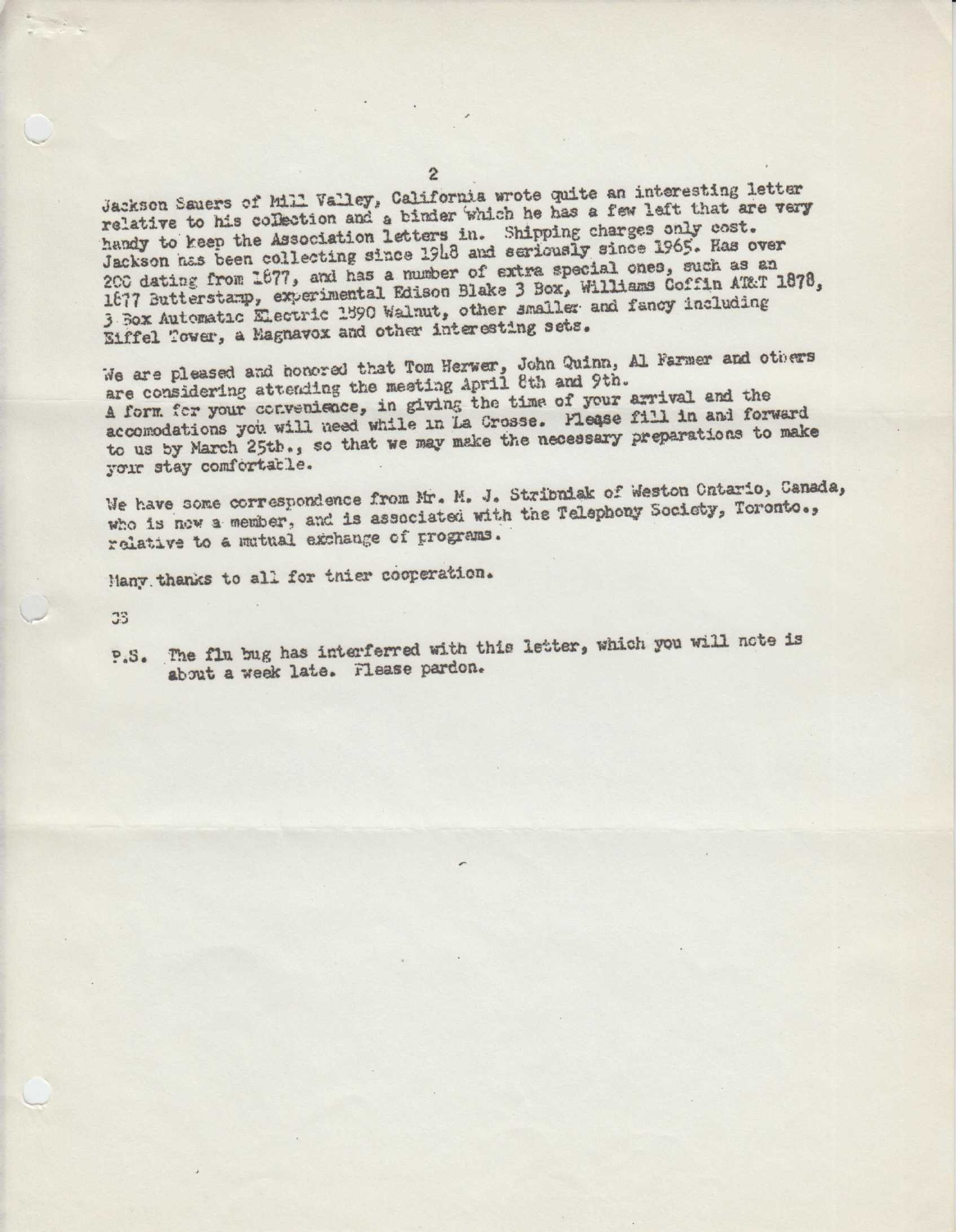Jackson Sauers of Mill Valley, California wrote quite an interesting letter relative to his collection and a binder which he has a few left that are very handy to keep the Association letters in. Shipping charges only cost. Jackson has been collecting since 1948 and seriously since 1965. Has over 200 dating from 1877, and has a number of extra special ones, such as an 1877 Butterstamp, experimental Edison Blake 3 Box, Williams Coffin AT&T 1878, 3 Box Automatic Electric 1890 Walnut, other smaller and fancy including Eiffel Tower, a Magnavox and other interesting sets.

We are pleased and honored that Tom Herwer, John Quinn, Al Farmer and others are considering attending the meeting April 8th and 9th.
A form for your convenience, in giving the time of your arrival and the accomodations you will need while in La Crosse. Please fill in and forward to us by March 25th., so that we may make the necessary preparations to make your stay comfortable.

We have some correspondence from Mr. M. J. Stribniak of Weston Ontario, Canada, who is now a member, and is associated with the Telephony Society, Toronto., relative to a mutual exchange of programs.

Many thanks to all for tnier cooperation.

JS

P.S. The flu bug has interferred with this letter, which you will note is about a week late. Please pardon.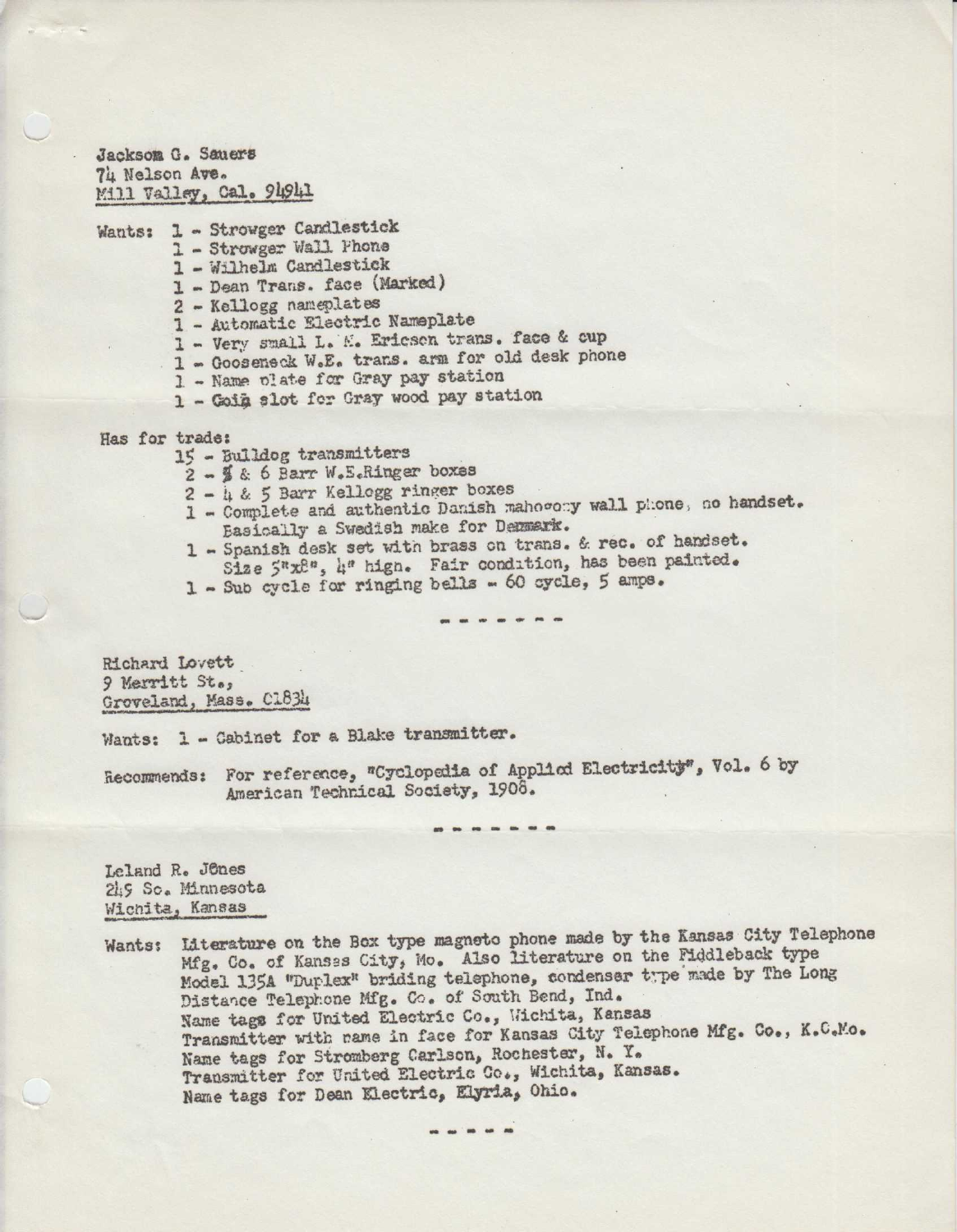Jacksom G. Sauers
74 Nelson Ave.
Mill Valley, Cal. 94941

Wants:
- 1 - Strowger Candlestick
- 1 - Strowger Wall Phone
- 1 - Wilhelm Candlestick
- 1 - Dean Trans. face (Marked)
- 2 - Kellogg nameplates
- 1 - Automatic Electric Nameplate
- 1 - Very small L. M. Ericson trans. face & cup
- 1 - Gooseneck W.E. trans. arm for old desk phone
- 1 - Name plate for Gray pay station
- 1 - Coin slot for Gray wood pay station

Has for trade:
- 15 - Bulldog transmitters
- 2 - 5 & 6 Barr W.E.Ringer boxes
- 2 - 4 & 5 Barr Kellogg ringer boxes
- 1 - Complete and authentic Danish mahogany wall phone, no handset. Basically a Swedish make for Denmark.
- 1 - Spanish desk set with brass on trans. & rec. of handset. Size 5"x8", 4" high. Fair condition, has been painted.
- 1 - Sub cycle for ringing bells - 60 cycle, 5 amps.

- - - - - - -

Richard Lovett
9 Merritt St.,
Groveland, Mass. 01834

Wants: 1 - Cabinet for a Blake transmitter.

Recommends: For reference, "Cyclopedia of Applied Electricity", Vol. 6 by American Technical Society, 1908.

- - - - - - -

Leland R. Jones
249 So. Minnesota
Wichita, Kansas

Wants: Literature on the Box type magneto phone made by the Kansas City Telephone Mfg. Co. of Kansas City, Mo. Also literature on the Fiddleback type Model 135A "Duplex" briding telephone, condenser type made by The Long Distance Telephone Mfg. Co. of South Bend, Ind.
Name tags for United Electric Co., Wichita, Kansas
Transmitter with name in face for Kansas City Telephone Mfg. Co., K.C.Mo.
Name tags for Stromberg Carlson, Rochester, N. Y.
Transmitter for United Electric Co., Wichita, Kansas.
Name tags for Dean Electric, Elyria, Ohio.

- - - - -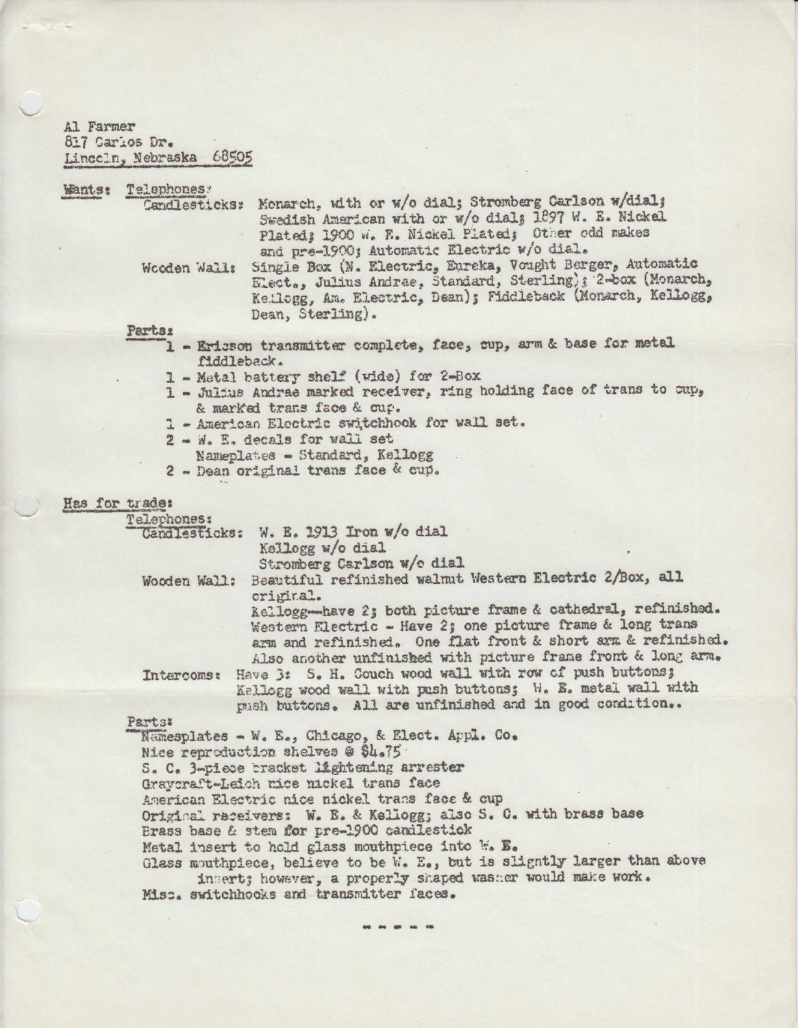Al Farmer
817 Carlos Dr.
Lincoln, Nebraska 68505

**Wants:** Telephones:

Candlesticks: Monarch, with or w/o dial; Stromberg Carlson w/dial; Swedish American with or w/o dial; 1897 W. E. Nickel Plated; 1900 W. E. Nickel Plated; Other odd makes and pre-1900; Automatic Electric w/o dial.

Wooden Wall: Single Box (N. Electric, Eureka, Vought Berger, Automatic Elect., Julius Andrae, Standard, Sterling); 2-box (Monarch, Kellogg, Am. Electric, Dean); Fiddleback (Monarch, Kellogg, Dean, Sterling).

Parts:

- 1 - Ericson transmitter complete, face, cup, arm & base for metal fiddleback.
- 1 - Metal battery shelf (wide) for 2-Box
- 1 - Julius Andrae marked receiver, ring holding face of trans to cup, & marked trans face & cup.
- 1 - American Electric switchhook for wall set.
- 2 - W. E. decals for wall set
- Nameplates - Standard, Kellogg
- 2 - Dean original trans face & cup.

**Has for trade:**

Telephones:

Candlesticks: W. E. 1913 Iron w/o dial
Kellogg w/o dial
Stromberg Carlson w/o dial

Wooden Wall: Beautiful refinished walnut Western Electric 2/Box, all original.
Kellogg--have 2; both picture frame & cathedral, refinished.
Western Electric - Have 2; one picture frame & long trans arm and refinished. One flat front & short arm & refinished.
Also another unfinished with picture frame front & long arm.

Intercoms: Have 3: S. H. Couch wood wall with row of push buttons; Kellogg wood wall with push buttons; W. E. metal wall with push buttons. All are unfinished and in good condition..

Parts:

Namesplates - W. E., Chicago, & Elect. Appl. Co.
Nice reproduction shelves @ $4.75
S. C. 3-piece bracket lightening arrester
Graycraft-Leich nice nickel trans face
American Electric nice nickel trans face & cup
Original receivers: W. E. & Kellogg; also S. C. with brass base
Brass base & stem for pre-1900 candlestick
Metal insert to hold glass mouthpiece into W. E.
Glass mouthpiece, believe to be W. E., but is slightly larger than above insert; however, a properly shaped washer would make work.
Misc. switchhooks and transmitter faces.

- - - - -